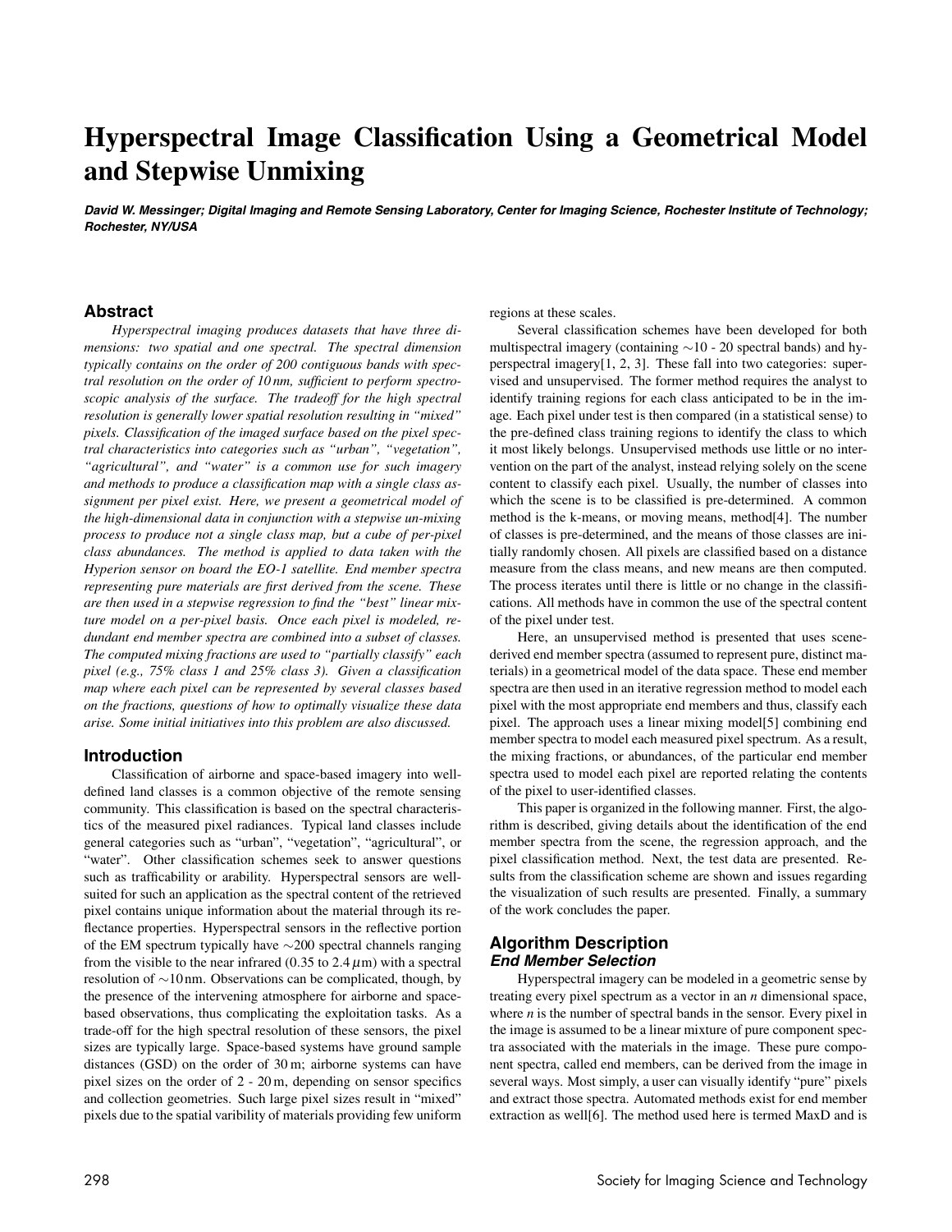# Hyperspectral Image Classification Using a Geometrical Model and Stepwise Unmixing

***David W. Messinger; Digital Imaging and Remote Sensing Laboratory, Center for Imaging Science, Rochester Institute of Technology; Rochester, NY/USA***

## Abstract

*Hyperspectral imaging produces datasets that have three dimensions: two spatial and one spectral. The spectral dimension typically contains on the order of 200 contiguous bands with spectral resolution on the order of 10 nm, sufficient to perform spectroscopic analysis of the surface. The tradeoff for the high spectral resolution is generally lower spatial resolution resulting in "mixed" pixels. Classification of the imaged surface based on the pixel spectral characteristics into categories such as "urban", "vegetation", "agricultural", and "water" is a common use for such imagery and methods to produce a classification map with a single class assignment per pixel exist. Here, we present a geometrical model of the high-dimensional data in conjunction with a stepwise un-mixing process to produce not a single class map, but a cube of per-pixel class abundances. The method is applied to data taken with the Hyperion sensor on board the EO-1 satellite. End member spectra representing pure materials are first derived from the scene. These are then used in a stepwise regression to find the "best" linear mixture model on a per-pixel basis. Once each pixel is modeled, redundant end member spectra are combined into a subset of classes. The computed mixing fractions are used to "partially classify" each pixel (e.g., 75% class 1 and 25% class 3). Given a classification map where each pixel can be represented by several classes based on the fractions, questions of how to optimally visualize these data arise. Some initial initiatives into this problem are also discussed.*

## Introduction

Classification of airborne and space-based imagery into well-defined land classes is a common objective of the remote sensing community. This classification is based on the spectral characteristics of the measured pixel radiances. Typical land classes include general categories such as "urban", "vegetation", "agricultural", or "water". Other classification schemes seek to answer questions such as trafficability or arability. Hyperspectral sensors are well-suited for such an application as the spectral content of the retrieved pixel contains unique information about the material through its reflectance properties. Hyperspectral sensors in the reflective portion of the EM spectrum typically have $\sim$200 spectral channels ranging from the visible to the near infrared (0.35 to 2.4 $\mu$m) with a spectral resolution of $\sim$10 nm. Observations can be complicated, though, by the presence of the intervening atmosphere for airborne and space-based observations, thus complicating the exploitation tasks. As a trade-off for the high spectral resolution of these sensors, the pixel sizes are typically large. Space-based systems have ground sample distances (GSD) on the order of 30 m; airborne systems can have pixel sizes on the order of 2 - 20 m, depending on sensor specifics and collection geometries. Such large pixel sizes result in "mixed" pixels due to the spatial varibility of materials providing few uniform regions at these scales.

Several classification schemes have been developed for both multispectral imagery (containing $\sim$10 - 20 spectral bands) and hyperspectral imagery[1, 2, 3]. These fall into two categories: supervised and unsupervised. The former method requires the analyst to identify training regions for each class anticipated to be in the image. Each pixel under test is then compared (in a statistical sense) to the pre-defined class training regions to identify the class to which it most likely belongs. Unsupervised methods use little or no intervention on the part of the analyst, instead relying solely on the scene content to classify each pixel. Usually, the number of classes into which the scene is to be classified is pre-determined. A common method is the k-means, or moving means, method[4]. The number of classes is pre-determined, and the means of those classes are initially randomly chosen. All pixels are classified based on a distance measure from the class means, and new means are then computed. The process iterates until there is little or no change in the classifications. All methods have in common the use of the spectral content of the pixel under test.

Here, an unsupervised method is presented that uses scene-derived end member spectra (assumed to represent pure, distinct materials) in a geometrical model of the data space. These end member spectra are then used in an iterative regression method to model each pixel with the most appropriate end members and thus, classify each pixel. The approach uses a linear mixing model[5] combining end member spectra to model each measured pixel spectrum. As a result, the mixing fractions, or abundances, of the particular end member spectra used to model each pixel are reported relating the contents of the pixel to user-identified classes.

This paper is organized in the following manner. First, the algorithm is described, giving details about the identification of the end member spectra from the scene, the regression approach, and the pixel classification method. Next, the test data are presented. Results from the classification scheme are shown and issues regarding the visualization of such results are presented. Finally, a summary of the work concludes the paper.

## Algorithm Description

### *End Member Selection*

Hyperspectral imagery can be modeled in a geometric sense by treating every pixel spectrum as a vector in an $n$ dimensional space, where $n$ is the number of spectral bands in the sensor. Every pixel in the image is assumed to be a linear mixture of pure component spectra associated with the materials in the image. These pure component spectra, called end members, can be derived from the image in several ways. Most simply, a user can visually identify "pure" pixels and extract those spectra. Automated methods exist for end member extraction as well[6]. The method used here is termed MaxD and is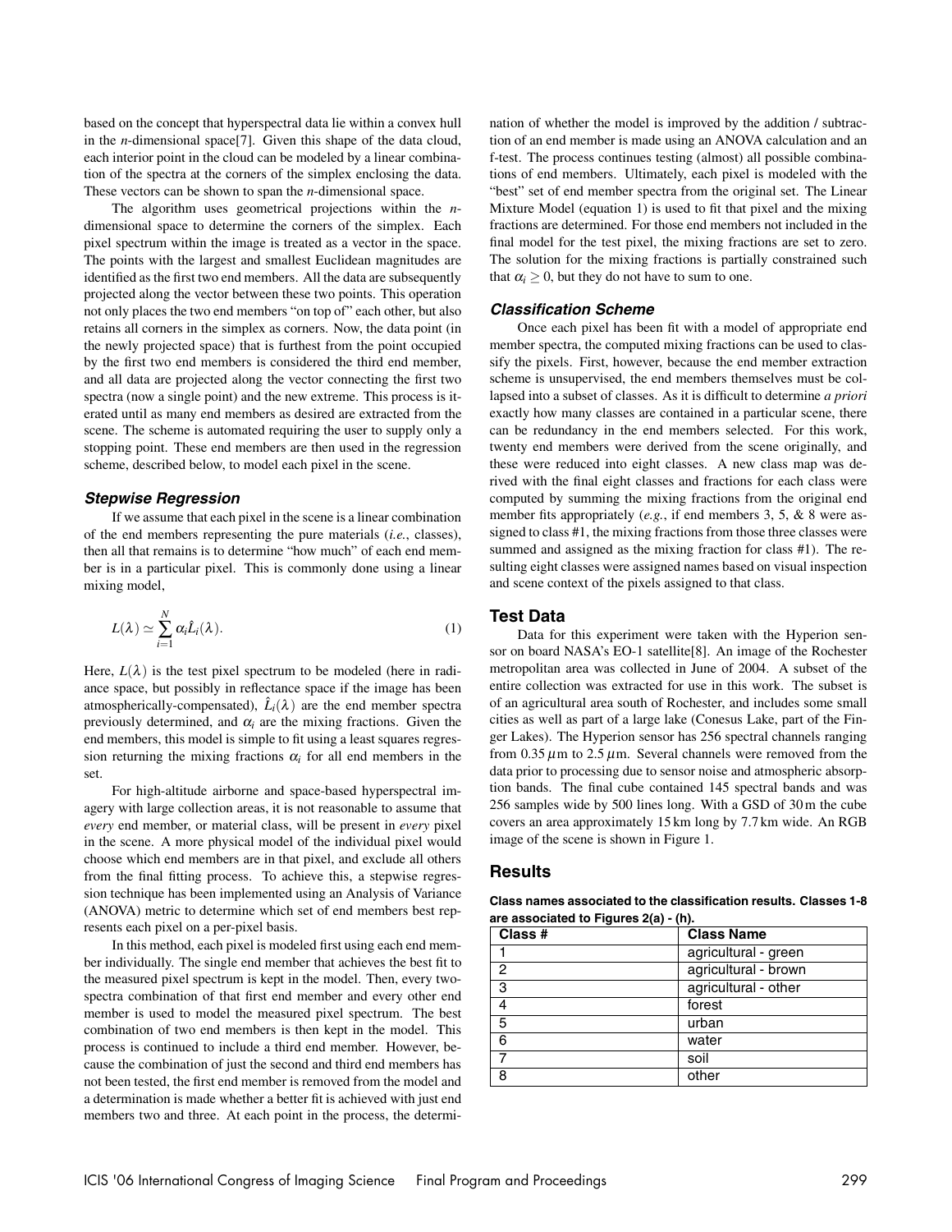based on the concept that hyperspectral data lie within a convex hull in the *n*-dimensional space[7]. Given this shape of the data cloud, each interior point in the cloud can be modeled by a linear combination of the spectra at the corners of the simplex enclosing the data. These vectors can be shown to span the *n*-dimensional space.

The algorithm uses geometrical projections within the *n*-dimensional space to determine the corners of the simplex. Each pixel spectrum within the image is treated as a vector in the space. The points with the largest and smallest Euclidean magnitudes are identified as the first two end members. All the data are subsequently projected along the vector between these two points. This operation not only places the two end members "on top of" each other, but also retains all corners in the simplex as corners. Now, the data point (in the newly projected space) that is furthest from the point occupied by the first two end members is considered the third end member, and all data are projected along the vector connecting the first two spectra (now a single point) and the new extreme. This process is iterated until as many end members as desired are extracted from the scene. The scheme is automated requiring the user to supply only a stopping point. These end members are then used in the regression scheme, described below, to model each pixel in the scene.

### Stepwise Regression

If we assume that each pixel in the scene is a linear combination of the end members representing the pure materials (*i.e.*, classes), then all that remains is to determine "how much" of each end member is in a particular pixel. This is commonly done using a linear mixing model,

$$L(\lambda) \simeq \sum_{i=1}^{N} \alpha_i \hat{L}_i(\lambda). \tag{1}$$

Here, $L(\lambda)$ is the test pixel spectrum to be modeled (here in radiance space, but possibly in reflectance space if the image has been atmospherically-compensated), $\hat{L}_i(\lambda)$ are the end member spectra previously determined, and $\alpha_i$ are the mixing fractions. Given the end members, this model is simple to fit using a least squares regression returning the mixing fractions $\alpha_i$ for all end members in the set.

For high-altitude airborne and space-based hyperspectral imagery with large collection areas, it is not reasonable to assume that *every* end member, or material class, will be present in *every* pixel in the scene. A more physical model of the individual pixel would choose which end members are in that pixel, and exclude all others from the final fitting process. To achieve this, a stepwise regression technique has been implemented using an Analysis of Variance (ANOVA) metric to determine which set of end members best represents each pixel on a per-pixel basis.

In this method, each pixel is modeled first using each end member individually. The single end member that achieves the best fit to the measured pixel spectrum is kept in the model. Then, every two-spectra combination of that first end member and every other end member is used to model the measured pixel spectrum. The best combination of two end members is then kept in the model. This process is continued to include a third end member. However, because the combination of just the second and third end members has not been tested, the first end member is removed from the model and a determination is made whether a better fit is achieved with just end members two and three. At each point in the process, the determination of whether the model is improved by the addition / subtraction of an end member is made using an ANOVA calculation and an f-test. The process continues testing (almost) all possible combinations of end members. Ultimately, each pixel is modeled with the "best" set of end member spectra from the original set. The Linear Mixture Model (equation 1) is used to fit that pixel and the mixing fractions are determined. For those end members not included in the final model for the test pixel, the mixing fractions are set to zero. The solution for the mixing fractions is partially constrained such that $\alpha_i \geq 0$, but they do not have to sum to one.

### Classification Scheme

Once each pixel has been fit with a model of appropriate end member spectra, the computed mixing fractions can be used to classify the pixels. First, however, because the end member extraction scheme is unsupervised, the end members themselves must be collapsed into a subset of classes. As it is difficult to determine *a priori* exactly how many classes are contained in a particular scene, there can be redundancy in the end members selected. For this work, twenty end members were derived from the scene originally, and these were reduced into eight classes. A new class map was derived with the final eight classes and fractions for each class were computed by summing the mixing fractions from the original end member fits appropriately (*e.g.*, if end members 3, 5, & 8 were assigned to class #1, the mixing fractions from those three classes were summed and assigned as the mixing fraction for class #1). The resulting eight classes were assigned names based on visual inspection and scene context of the pixels assigned to that class.

## Test Data

Data for this experiment were taken with the Hyperion sensor on board NASA's EO-1 satellite[8]. An image of the Rochester metropolitan area was collected in June of 2004. A subset of the entire collection was extracted for use in this work. The subset is of an agricultural area south of Rochester, and includes some small cities as well as part of a large lake (Conesus Lake, part of the Finger Lakes). The Hyperion sensor has 256 spectral channels ranging from 0.35 $\mu$m to 2.5 $\mu$m. Several channels were removed from the data prior to processing due to sensor noise and atmospheric absorption bands. The final cube contained 145 spectral bands and was 256 samples wide by 500 lines long. With a GSD of 30 m the cube covers an area approximately 15 km long by 7.7 km wide. An RGB image of the scene is shown in Figure 1.

## Results

**Class names associated to the classification results. Classes 1-8 are associated to Figures 2(a) - (h).**

| Class # | Class Name |
|---|---|
| 1 | agricultural - green |
| 2 | agricultural - brown |
| 3 | agricultural - other |
| 4 | forest |
| 5 | urban |
| 6 | water |
| 7 | soil |
| 8 | other |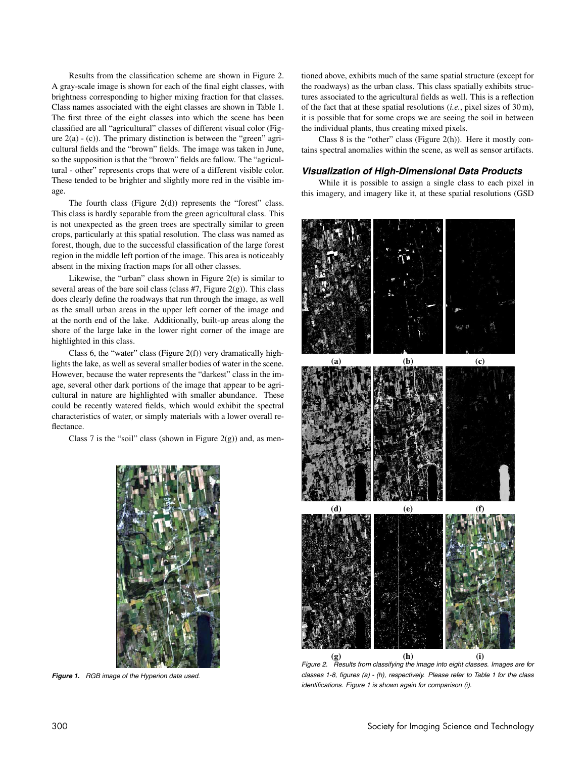Results from the classification scheme are shown in Figure 2. A gray-scale image is shown for each of the final eight classes, with brightness corresponding to higher mixing fraction for that classes. Class names associated with the eight classes are shown in Table 1. The first three of the eight classes into which the scene has been classified are all "agricultural" classes of different visual color (Figure 2(a) - (c)). The primary distinction is between the "green" agricultural fields and the "brown" fields. The image was taken in June, so the supposition is that the "brown" fields are fallow. The "agricultural - other" represents crops that were of a different visible color. These tended to be brighter and slightly more red in the visible image.

The fourth class (Figure 2(d)) represents the "forest" class. This class is hardly separable from the green agricultural class. This is not unexpected as the green trees are spectrally similar to green crops, particularly at this spatial resolution. The class was named as forest, though, due to the successful classification of the large forest region in the middle left portion of the image. This area is noticeably absent in the mixing fraction maps for all other classes.

Likewise, the "urban" class shown in Figure 2(e) is similar to several areas of the bare soil class (class #7, Figure 2(g)). This class does clearly define the roadways that run through the image, as well as the small urban areas in the upper left corner of the image and at the north end of the lake. Additionally, built-up areas along the shore of the large lake in the lower right corner of the image are highlighted in this class.

Class 6, the "water" class (Figure 2(f)) very dramatically highlights the lake, as well as several smaller bodies of water in the scene. However, because the water represents the "darkest" class in the image, several other dark portions of the image that appear to be agricultural in nature are highlighted with smaller abundance. These could be recently watered fields, which would exhibit the spectral characteristics of water, or simply materials with a lower overall reflectance.

Class 7 is the "soil" class (shown in Figure 2(g)) and, as mentioned above, exhibits much of the same spatial structure (except for the roadways) as the urban class. This class spatially exhibits structures associated to the agricultural fields as well. This is a reflection of the fact that at these spatial resolutions (*i.e.*, pixel sizes of 30 m), it is possible that for some crops we are seeing the soil in between the individual plants, thus creating mixed pixels.

Class 8 is the "other" class (Figure 2(h)). Here it mostly contains spectral anomalies within the scene, as well as sensor artifacts.

***Figure 1.*** *RGB image of the Hyperion data used.*

*Figure 2. Results from classifying the image into eight classes. Images are for classes 1-8, figures (a) - (h), respectively. Please refer to Table 1 for the class identifications. Figure 1 is shown again for comparison (i).*

### *Visualization of High-Dimensional Data Products*

While it is possible to assign a single class to each pixel in this imagery, and imagery like it, at these spatial resolutions (GSD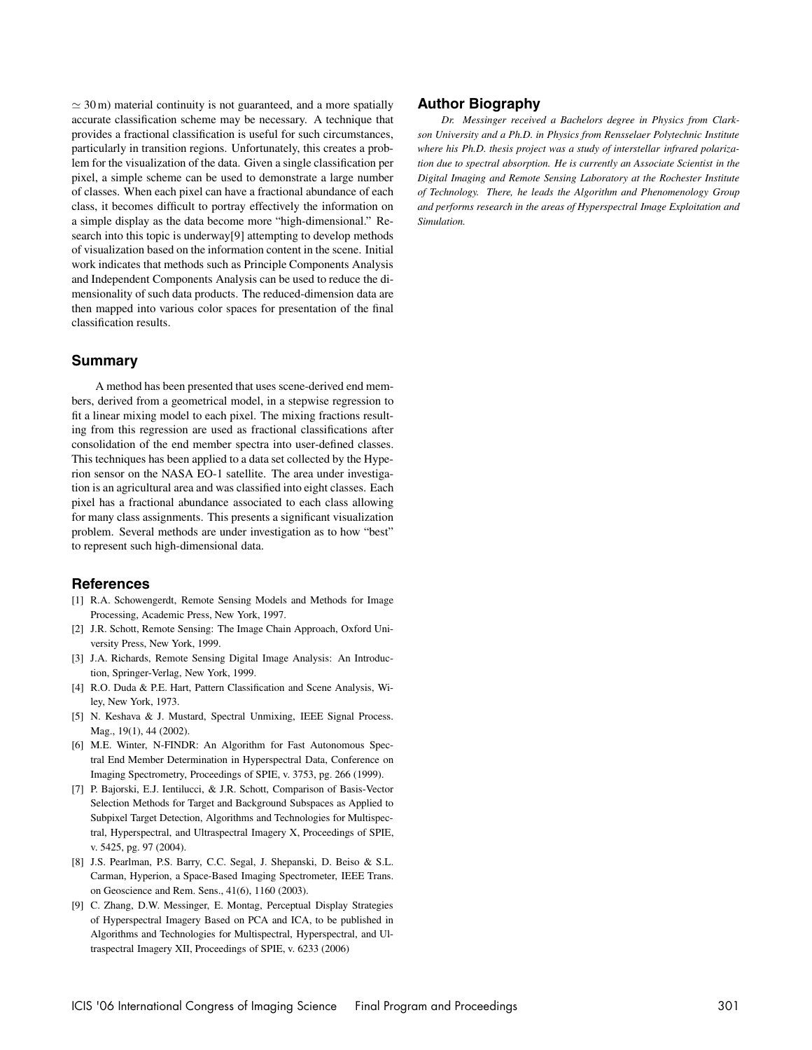$\simeq 30\,\text{m}$) material continuity is not guaranteed, and a more spatially accurate classification scheme may be necessary. A technique that provides a fractional classification is useful for such circumstances, particularly in transition regions. Unfortunately, this creates a problem for the visualization of the data. Given a single classification per pixel, a simple scheme can be used to demonstrate a large number of classes. When each pixel can have a fractional abundance of each class, it becomes difficult to portray effectively the information on a simple display as the data become more "high-dimensional." Research into this topic is underway[9] attempting to develop methods of visualization based on the information content in the scene. Initial work indicates that methods such as Principle Components Analysis and Independent Components Analysis can be used to reduce the dimensionality of such data products. The reduced-dimension data are then mapped into various color spaces for presentation of the final classification results.

## Summary

A method has been presented that uses scene-derived end members, derived from a geometrical model, in a stepwise regression to fit a linear mixing model to each pixel. The mixing fractions resulting from this regression are used as fractional classifications after consolidation of the end member spectra into user-defined classes. This techniques has been applied to a data set collected by the Hyperion sensor on the NASA EO-1 satellite. The area under investigation is an agricultural area and was classified into eight classes. Each pixel has a fractional abundance associated to each class allowing for many class assignments. This presents a significant visualization problem. Several methods are under investigation as to how "best" to represent such high-dimensional data.

## References

[1] R.A. Schowengerdt, Remote Sensing Models and Methods for Image Processing, Academic Press, New York, 1997.

[2] J.R. Schott, Remote Sensing: The Image Chain Approach, Oxford University Press, New York, 1999.

[3] J.A. Richards, Remote Sensing Digital Image Analysis: An Introduction, Springer-Verlag, New York, 1999.

[4] R.O. Duda & P.E. Hart, Pattern Classification and Scene Analysis, Wiley, New York, 1973.

[5] N. Keshava & J. Mustard, Spectral Unmixing, IEEE Signal Process. Mag., 19(1), 44 (2002).

[6] M.E. Winter, N-FINDR: An Algorithm for Fast Autonomous Spectral End Member Determination in Hyperspectral Data, Conference on Imaging Spectrometry, Proceedings of SPIE, v. 3753, pg. 266 (1999).

[7] P. Bajorski, E.J. Ientilucci, & J.R. Schott, Comparison of Basis-Vector Selection Methods for Target and Background Subspaces as Applied to Subpixel Target Detection, Algorithms and Technologies for Multispectral, Hyperspectral, and Ultraspectral Imagery X, Proceedings of SPIE, v. 5425, pg. 97 (2004).

[8] J.S. Pearlman, P.S. Barry, C.C. Segal, J. Shepanski, D. Beiso & S.L. Carman, Hyperion, a Space-Based Imaging Spectrometer, IEEE Trans. on Geoscience and Rem. Sens., 41(6), 1160 (2003).

[9] C. Zhang, D.W. Messinger, E. Montag, Perceptual Display Strategies of Hyperspectral Imagery Based on PCA and ICA, to be published in Algorithms and Technologies for Multispectral, Hyperspectral, and Ultraspectral Imagery XII, Proceedings of SPIE, v. 6233 (2006)

## Author Biography

*Dr. Messinger received a Bachelors degree in Physics from Clarkson University and a Ph.D. in Physics from Rensselaer Polytechnic Institute where his Ph.D. thesis project was a study of interstellar infrared polarization due to spectral absorption. He is currently an Associate Scientist in the Digital Imaging and Remote Sensing Laboratory at the Rochester Institute of Technology. There, he leads the Algorithm and Phenomenology Group and performs research in the areas of Hyperspectral Image Exploitation and Simulation.*